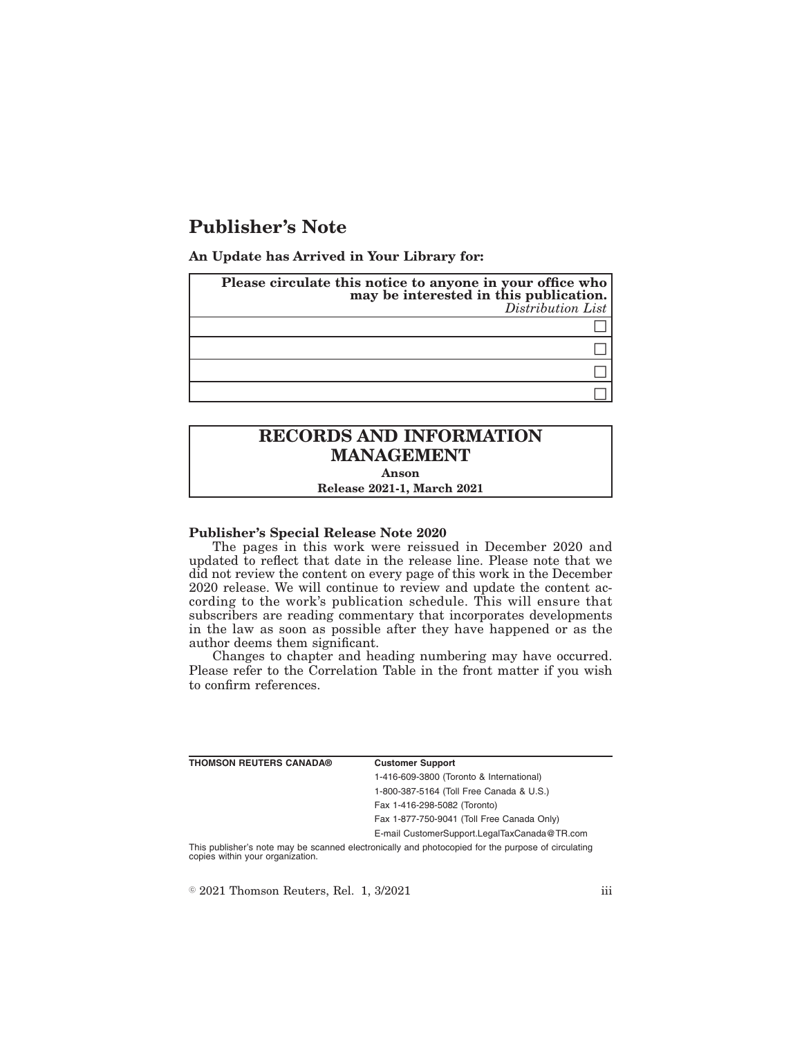# Publisher's Note

**An Update has Arrived in Your Library for:**

| **Please circulate this notice to anyone in your office who may be interested in this publication.** *Distribution List* |
| --- |
| ☐ |
| ☐ |
| ☐ |
| ☐ |

## RECORDS AND INFORMATION MANAGEMENT

**Anson**

**Release 2021-1, March 2021**

### Publisher's Special Release Note 2020

The pages in this work were reissued in December 2020 and updated to reflect that date in the release line. Please note that we did not review the content on every page of this work in the December 2020 release. We will continue to review and update the content according to the work's publication schedule. This will ensure that subscribers are reading commentary that incorporates developments in the law as soon as possible after they have happened or as the author deems them significant.

Changes to chapter and heading numbering may have occurred. Please refer to the Correlation Table in the front matter if you wish to confirm references.

| **THOMSON REUTERS CANADA®** | **Customer Support** |
| --- | --- |
| | 1-416-609-3800 (Toronto & International) |
| | 1-800-387-5164 (Toll Free Canada & U.S.) |
| | Fax 1-416-298-5082 (Toronto) |
| | Fax 1-877-750-9041 (Toll Free Canada Only) |
| | E-mail CustomerSupport.LegalTaxCanada@TR.com |

This publisher's note may be scanned electronically and photocopied for the purpose of circulating copies within your organization.

© 2021 Thomson Reuters, Rel. 1, 3/2021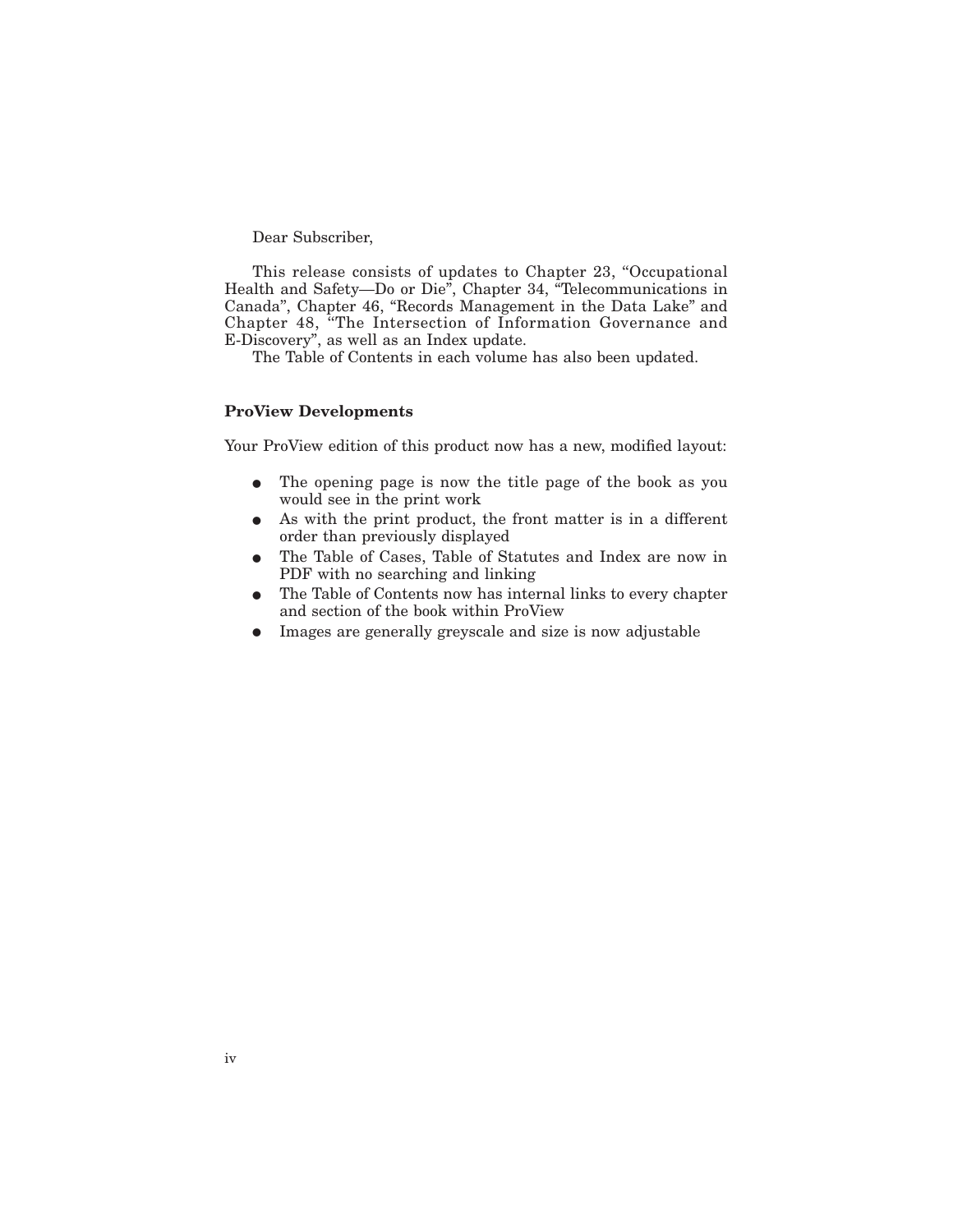Dear Subscriber,

This release consists of updates to Chapter 23, "Occupational Health and Safety—Do or Die", Chapter 34, "Telecommunications in Canada", Chapter 46, "Records Management in the Data Lake" and Chapter 48, "The Intersection of Information Governance and E-Discovery", as well as an Index update.

The Table of Contents in each volume has also been updated.

**ProView Developments**

Your ProView edition of this product now has a new, modified layout:

- The opening page is now the title page of the book as you would see in the print work
- As with the print product, the front matter is in a different order than previously displayed
- The Table of Cases, Table of Statutes and Index are now in PDF with no searching and linking
- The Table of Contents now has internal links to every chapter and section of the book within ProView
- Images are generally greyscale and size is now adjustable